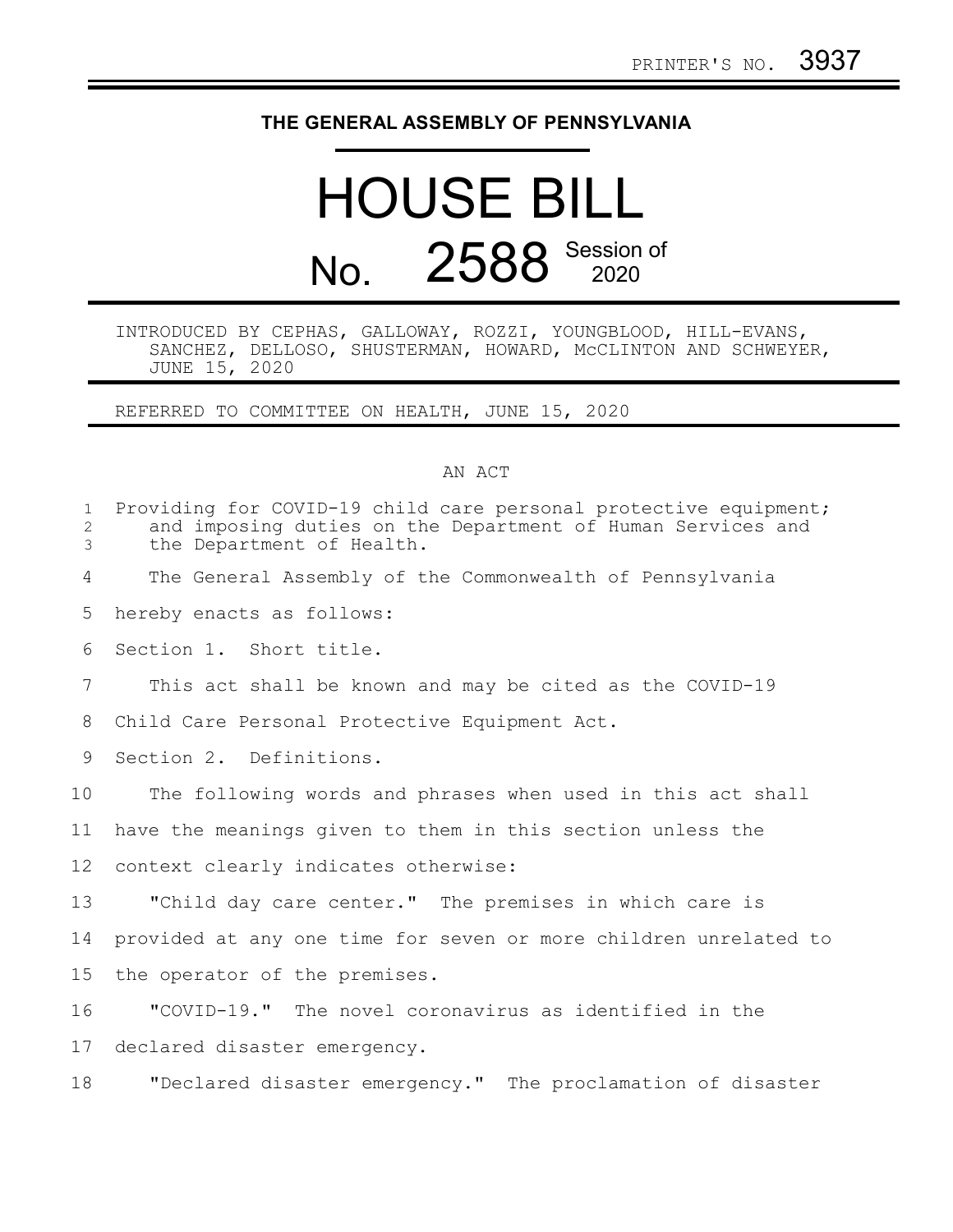PRINTER'S NO. 3937

# THE GENERAL ASSEMBLY OF PENNSYLVANIA

# HOUSE BILL

## No. 2588 Session of 2020

INTRODUCED BY CEPHAS, GALLOWAY, ROZZI, YOUNGBLOOD, HILL-EVANS, SANCHEZ, DELLOSO, SHUSTERMAN, HOWARD, McCLINTON AND SCHWEYER, JUNE 15, 2020

REFERRED TO COMMITTEE ON HEALTH, JUNE 15, 2020

AN ACT

Providing for COVID-19 child care personal protective equipment; and imposing duties on the Department of Human Services and the Department of Health.

The General Assembly of the Commonwealth of Pennsylvania hereby enacts as follows:

Section 1. Short title.

This act shall be known and may be cited as the COVID-19 Child Care Personal Protective Equipment Act.

Section 2. Definitions.

The following words and phrases when used in this act shall have the meanings given to them in this section unless the context clearly indicates otherwise:

"Child day care center." The premises in which care is provided at any one time for seven or more children unrelated to the operator of the premises.

"COVID-19." The novel coronavirus as identified in the declared disaster emergency.

"Declared disaster emergency." The proclamation of disaster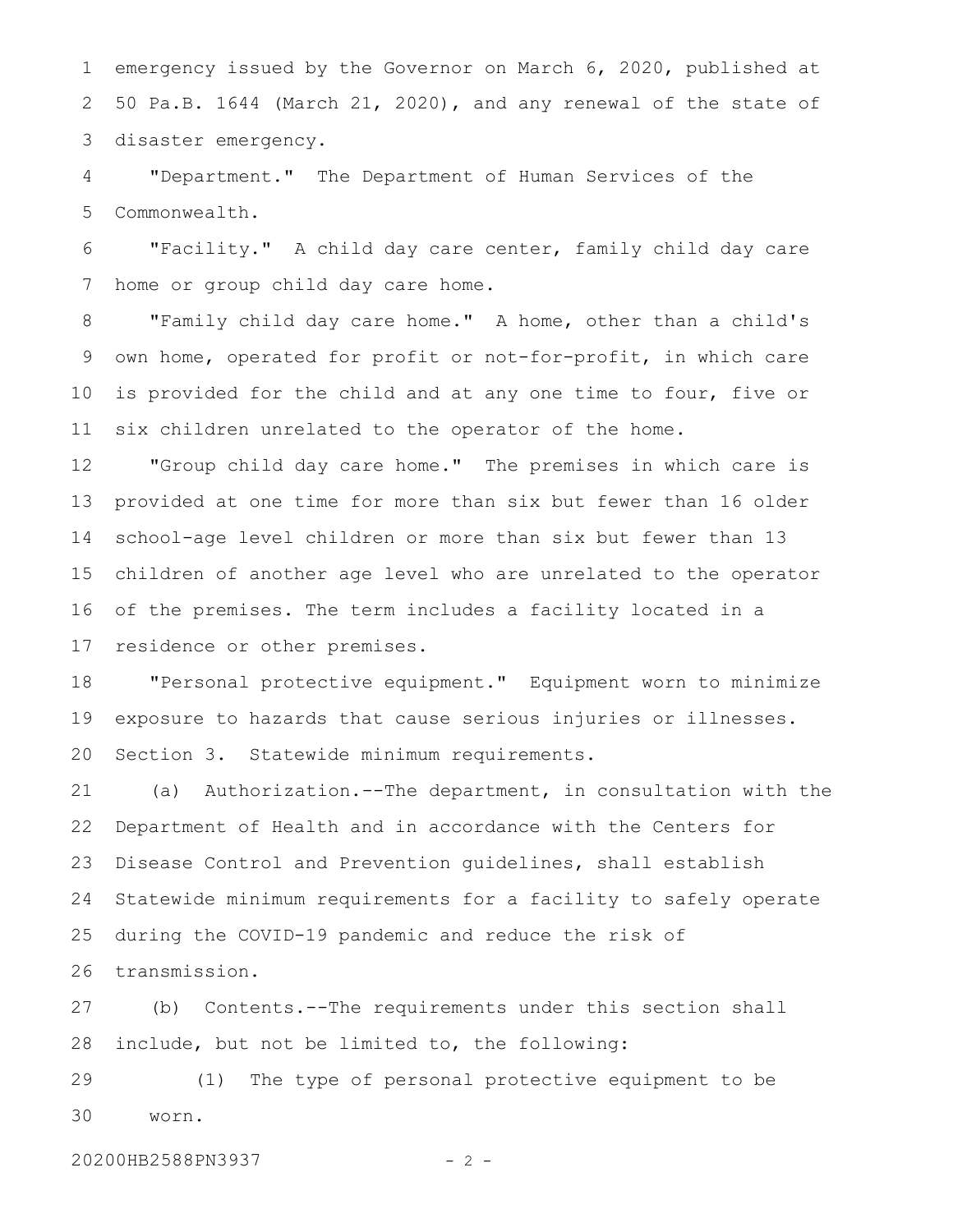emergency issued by the Governor on March 6, 2020, published at 50 Pa.B. 1644 (March 21, 2020), and any renewal of the state of disaster emergency.

"Department." The Department of Human Services of the Commonwealth.

"Facility." A child day care center, family child day care home or group child day care home.

"Family child day care home." A home, other than a child's own home, operated for profit or not-for-profit, in which care is provided for the child and at any one time to four, five or six children unrelated to the operator of the home.

"Group child day care home." The premises in which care is provided at one time for more than six but fewer than 16 older school-age level children or more than six but fewer than 13 children of another age level who are unrelated to the operator of the premises. The term includes a facility located in a residence or other premises.

"Personal protective equipment." Equipment worn to minimize exposure to hazards that cause serious injuries or illnesses.

Section 3. Statewide minimum requirements.

(a) Authorization.--The department, in consultation with the Department of Health and in accordance with the Centers for Disease Control and Prevention guidelines, shall establish Statewide minimum requirements for a facility to safely operate during the COVID-19 pandemic and reduce the risk of transmission.

(b) Contents.--The requirements under this section shall include, but not be limited to, the following:

(1) The type of personal protective equipment to be worn.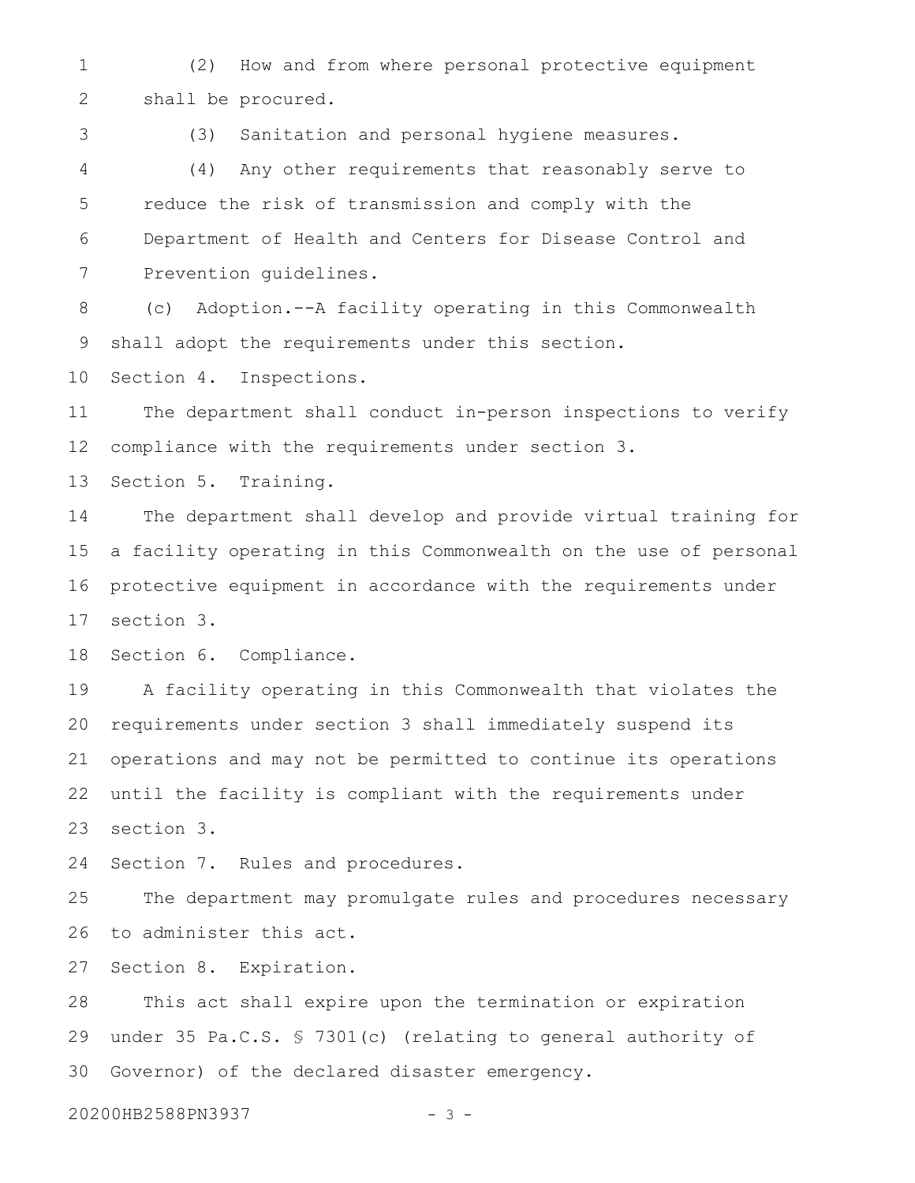(2) How and from where personal protective equipment shall be procured.

(3) Sanitation and personal hygiene measures.

(4) Any other requirements that reasonably serve to reduce the risk of transmission and comply with the Department of Health and Centers for Disease Control and Prevention guidelines.

(c) Adoption.--A facility operating in this Commonwealth shall adopt the requirements under this section.

Section 4. Inspections.

The department shall conduct in-person inspections to verify compliance with the requirements under section 3.

Section 5. Training.

The department shall develop and provide virtual training for a facility operating in this Commonwealth on the use of personal protective equipment in accordance with the requirements under section 3.

Section 6. Compliance.

A facility operating in this Commonwealth that violates the requirements under section 3 shall immediately suspend its operations and may not be permitted to continue its operations until the facility is compliant with the requirements under section 3.

Section 7. Rules and procedures.

The department may promulgate rules and procedures necessary to administer this act.

Section 8. Expiration.

This act shall expire upon the termination or expiration under 35 Pa.C.S. § 7301(c) (relating to general authority of Governor) of the declared disaster emergency.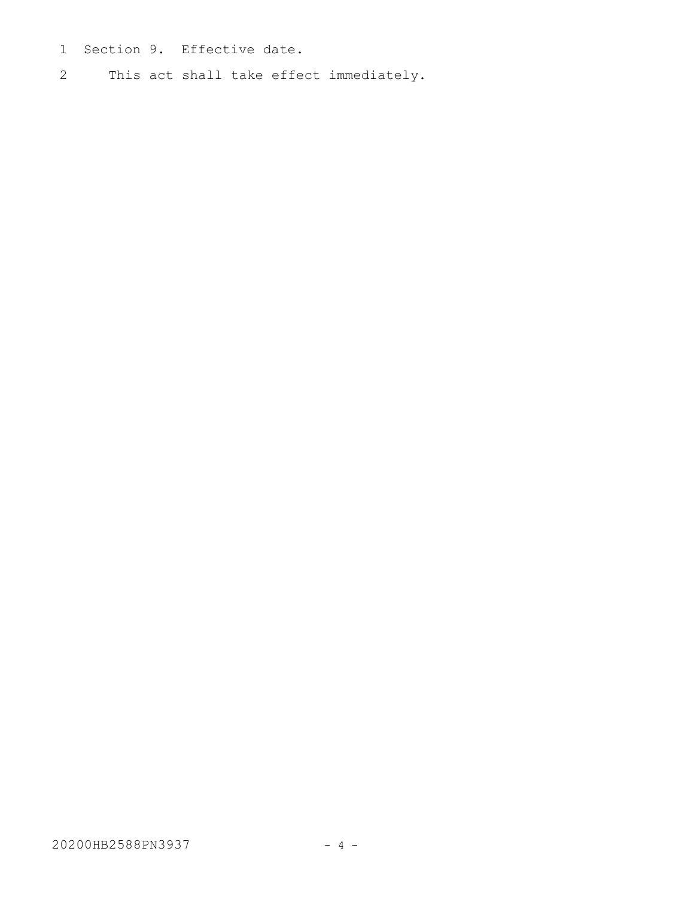Section 9. Effective date.

This act shall take effect immediately.